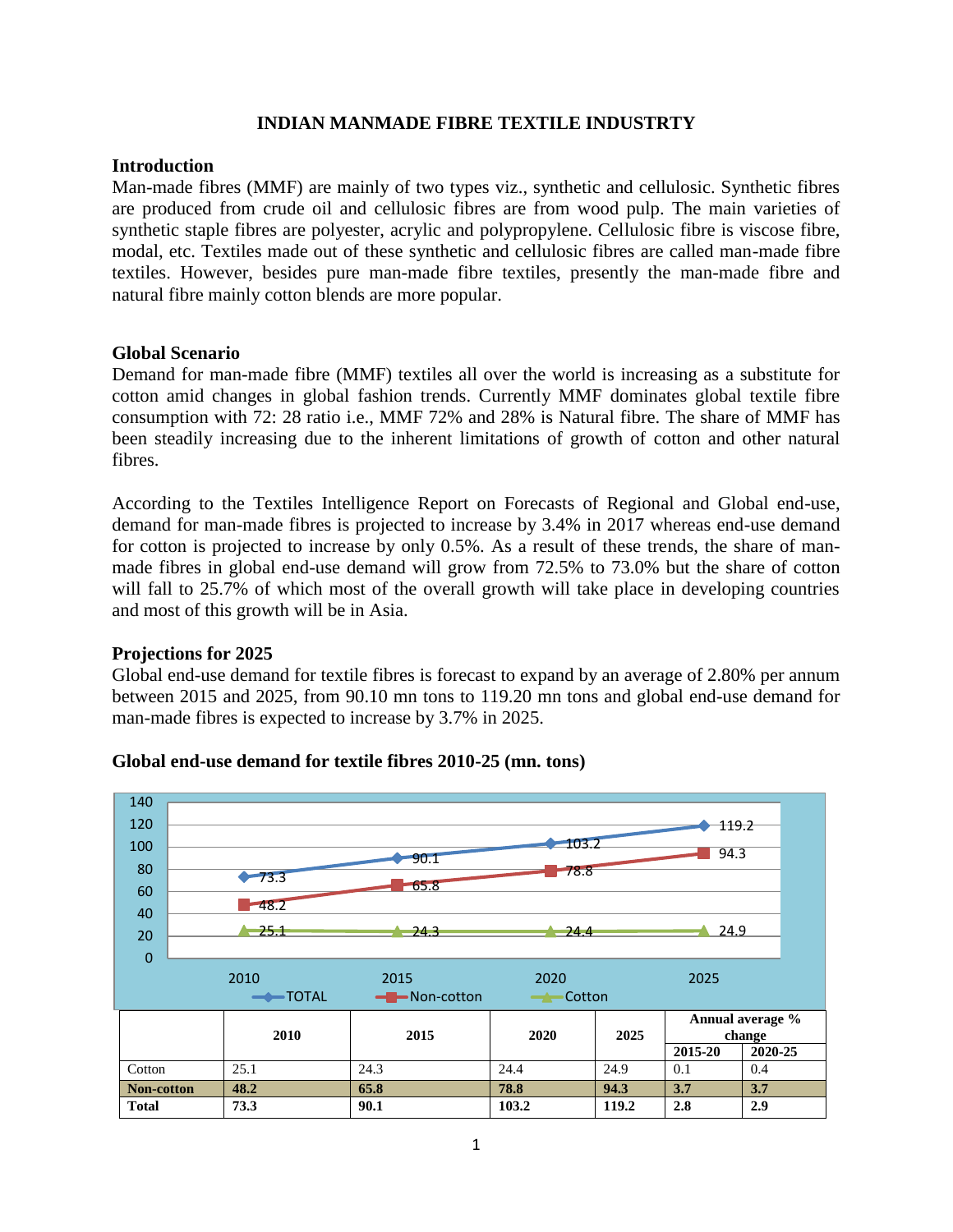# INDIAN MANMADE FIBRE TEXTILE INDUSTRTY

## Introduction

Man-made fibres (MMF) are mainly of two types viz., synthetic and cellulosic. Synthetic fibres are produced from crude oil and cellulosic fibres are from wood pulp. The main varieties of synthetic staple fibres are polyester, acrylic and polypropylene. Cellulosic fibre is viscose fibre, modal, etc. Textiles made out of these synthetic and cellulosic fibres are called man-made fibre textiles. However, besides pure man-made fibre textiles, presently the man-made fibre and natural fibre mainly cotton blends are more popular.

## Global Scenario

Demand for man-made fibre (MMF) textiles all over the world is increasing as a substitute for cotton amid changes in global fashion trends. Currently MMF dominates global textile fibre consumption with 72: 28 ratio i.e., MMF 72% and 28% is Natural fibre. The share of MMF has been steadily increasing due to the inherent limitations of growth of cotton and other natural fibres.

According to the Textiles Intelligence Report on Forecasts of Regional and Global end-use, demand for man-made fibres is projected to increase by 3.4% in 2017 whereas end-use demand for cotton is projected to increase by only 0.5%. As a result of these trends, the share of man-made fibres in global end-use demand will grow from 72.5% to 73.0% but the share of cotton will fall to 25.7% of which most of the overall growth will take place in developing countries and most of this growth will be in Asia.

## Projections for 2025

Global end-use demand for textile fibres is forecast to expand by an average of 2.80% per annum between 2015 and 2025, from 90.10 mn tons to 119.20 mn tons and global end-use demand for man-made fibres is expected to increase by 3.7% in 2025.

### Global end-use demand for textile fibres 2010-25 (mn. tons)

| | 2010 | 2015 | 2020 | 2025 | Annual average % change | |
|---|---|---|---|---|---|---|
| | | | | | 2015-20 | 2020-25 |
| Cotton | 25.1 | 24.3 | 24.4 | 24.9 | 0.1 | 0.4 |
| **Non-cotton** | **48.2** | **65.8** | **78.8** | **94.3** | **3.7** | **3.7** |
| **Total** | **73.3** | **90.1** | **103.2** | **119.2** | **2.8** | **2.9** |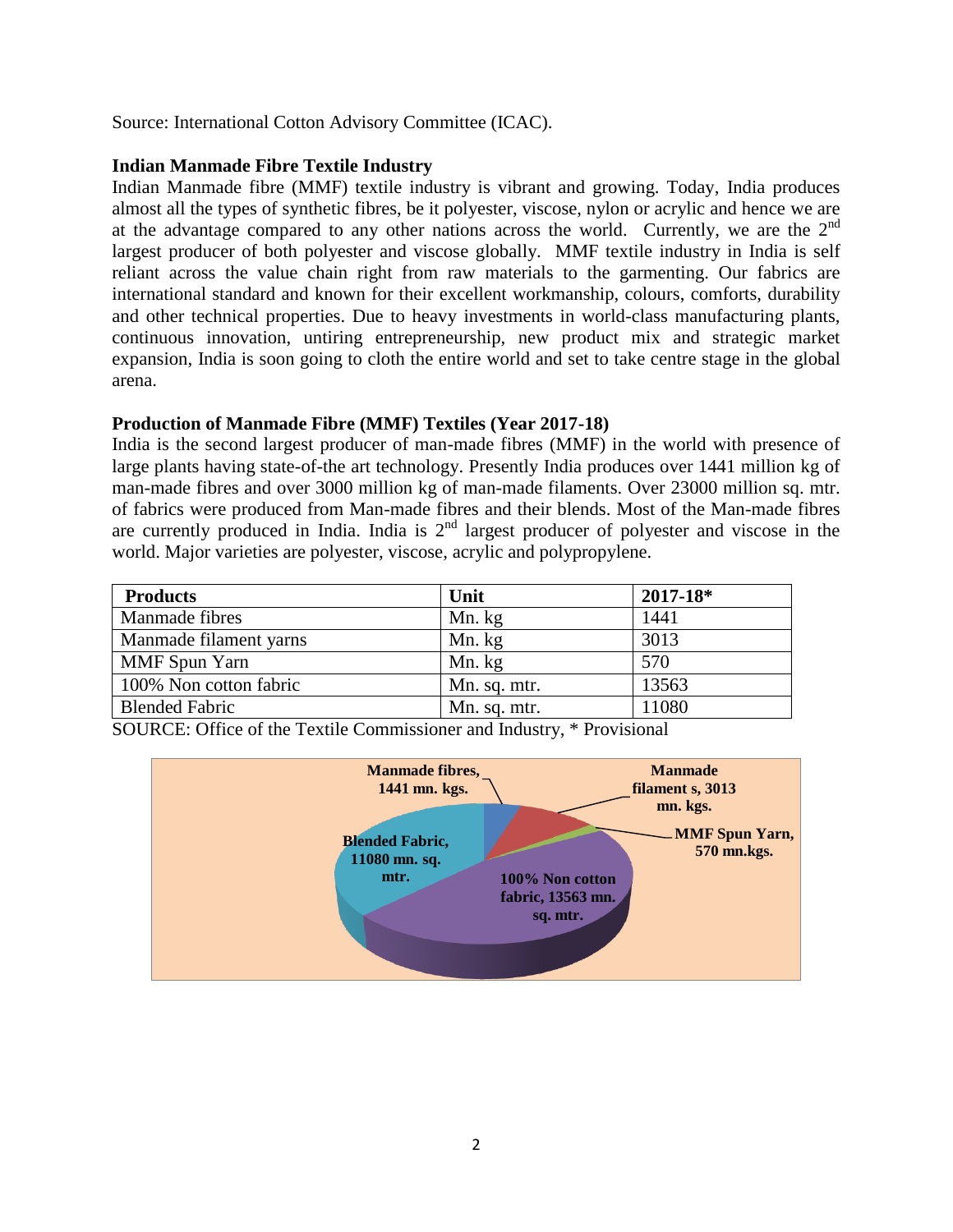Source: International Cotton Advisory Committee (ICAC).

**Indian Manmade Fibre Textile Industry**

Indian Manmade fibre (MMF) textile industry is vibrant and growing. Today, India produces almost all the types of synthetic fibres, be it polyester, viscose, nylon or acrylic and hence we are at the advantage compared to any other nations across the world. Currently, we are the 2nd largest producer of both polyester and viscose globally. MMF textile industry in India is self reliant across the value chain right from raw materials to the garmenting. Our fabrics are international standard and known for their excellent workmanship, colours, comforts, durability and other technical properties. Due to heavy investments in world-class manufacturing plants, continuous innovation, untiring entrepreneurship, new product mix and strategic market expansion, India is soon going to cloth the entire world and set to take centre stage in the global arena.

**Production of Manmade Fibre (MMF) Textiles (Year 2017-18)**

India is the second largest producer of man-made fibres (MMF) in the world with presence of large plants having state-of-the art technology. Presently India produces over 1441 million kg of man-made fibres and over 3000 million kg of man-made filaments. Over 23000 million sq. mtr. of fabrics were produced from Man-made fibres and their blends. Most of the Man-made fibres are currently produced in India. India is 2nd largest producer of polyester and viscose in the world. Major varieties are polyester, viscose, acrylic and polypropylene.

| Products | Unit | 2017-18* |
|---|---|---|
| Manmade fibres | Mn. kg | 1441 |
| Manmade filament yarns | Mn. kg | 3013 |
| MMF Spun Yarn | Mn. kg | 570 |
| 100% Non cotton fabric | Mn. sq. mtr. | 13563 |
| Blended Fabric | Mn. sq. mtr. | 11080 |

SOURCE: Office of the Textile Commissioner and Industry, * Provisional

Manmade fibres, 1441 mn. kgs.; Manmade filament s, 3013 mn. kgs.; MMF Spun Yarn, 570 mn.kgs.; 100% Non cotton fabric, 13563 mn. sq. mtr.; Blended Fabric, 11080 mn. sq. mtr.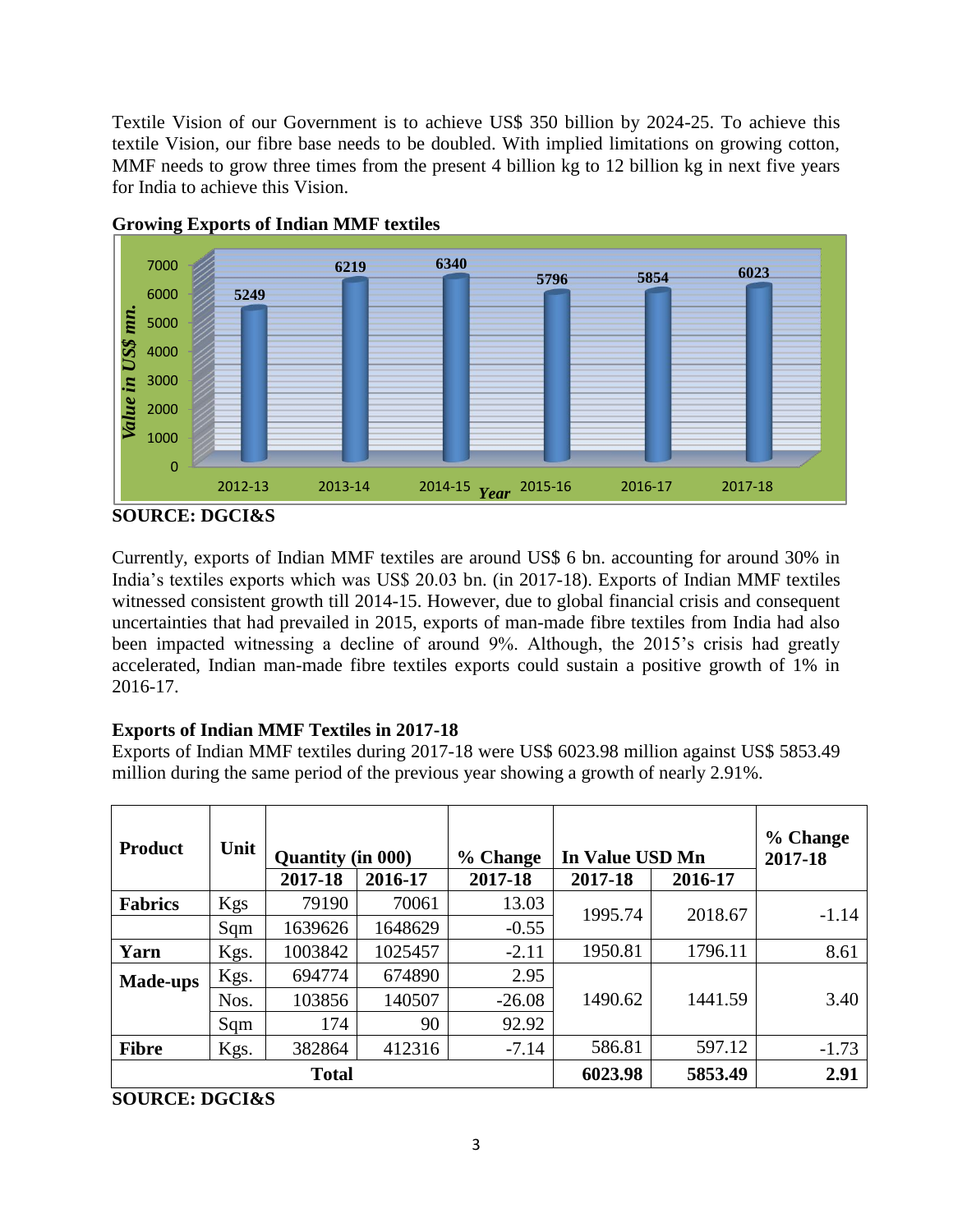Textile Vision of our Government is to achieve US$ 350 billion by 2024-25. To achieve this textile Vision, our fibre base needs to be doubled. With implied limitations on growing cotton, MMF needs to grow three times from the present 4 billion kg to 12 billion kg in next five years for India to achieve this Vision.

**Growing Exports of Indian MMF textiles**

| Year | Value in US$ mn. |
|---|---|
| 2012-13 | 5249 |
| 2013-14 | 6219 |
| 2014-15 | 6340 |
| 2015-16 | 5796 |
| 2016-17 | 5854 |
| 2017-18 | 6023 |

**SOURCE: DGCI&S**

Currently, exports of Indian MMF textiles are around US$ 6 bn. accounting for around 30% in India's textiles exports which was US$ 20.03 bn. (in 2017-18). Exports of Indian MMF textiles witnessed consistent growth till 2014-15. However, due to global financial crisis and consequent uncertainties that had prevailed in 2015, exports of man-made fibre textiles from India had also been impacted witnessing a decline of around 9%. Although, the 2015's crisis had greatly accelerated, Indian man-made fibre textiles exports could sustain a positive growth of 1% in 2016-17.

**Exports of Indian MMF Textiles in 2017-18**

Exports of Indian MMF textiles during 2017-18 were US$ 6023.98 million against US$ 5853.49 million during the same period of the previous year showing a growth of nearly 2.91%.

| Product | Unit | Quantity (in 000) | | % Change | In Value USD Mn | | % Change 2017-18 |
|---|---|---|---|---|---|---|---|
| | | 2017-18 | 2016-17 | 2017-18 | 2017-18 | 2016-17 | |
| **Fabrics** | Kgs | 79190 | 70061 | 13.03 | 1995.74 | 2018.67 | -1.14 |
| | Sqm | 1639626 | 1648629 | -0.55 | | | |
| **Yarn** | Kgs. | 1003842 | 1025457 | -2.11 | 1950.81 | 1796.11 | 8.61 |
| **Made-ups** | Kgs. | 694774 | 674890 | 2.95 | 1490.62 | 1441.59 | 3.40 |
| | Nos. | 103856 | 140507 | -26.08 | | | |
| | Sqm | 174 | 90 | 92.92 | | | |
| **Fibre** | Kgs. | 382864 | 412316 | -7.14 | 586.81 | 597.12 | -1.73 |
| **Total** | | | | | **6023.98** | **5853.49** | **2.91** |

**SOURCE: DGCI&S**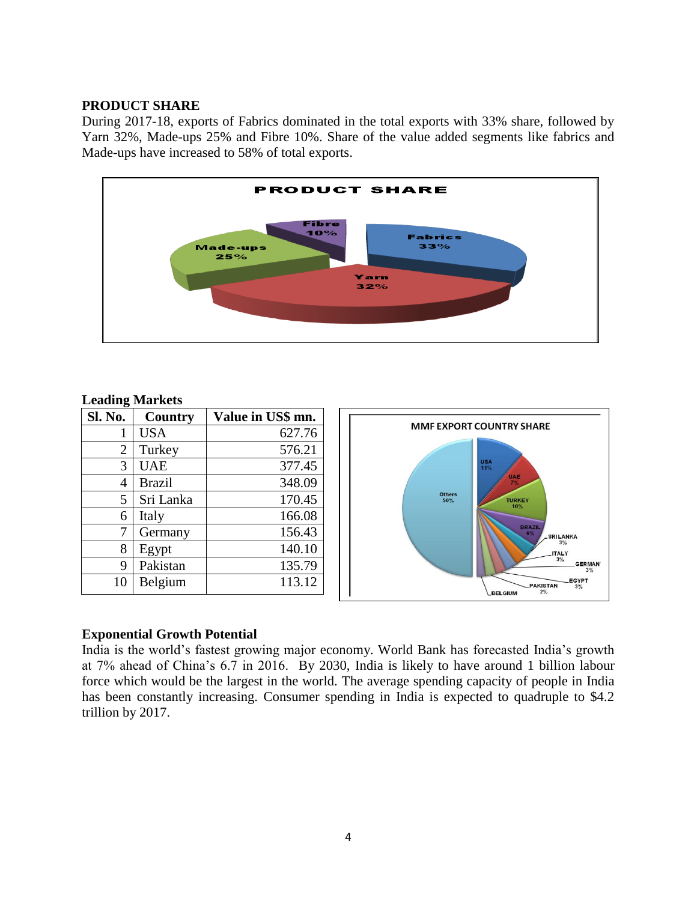## PRODUCT SHARE

During 2017-18, exports of Fabrics dominated in the total exports with 33% share, followed by Yarn 32%, Made-ups 25% and Fibre 10%. Share of the value added segments like fabrics and Made-ups have increased to 58% of total exports.

### Leading Markets

| Sl. No. | Country | Value in US$ mn. |
|---|---|---|
| 1 | USA | 627.76 |
| 2 | Turkey | 576.21 |
| 3 | UAE | 377.45 |
| 4 | Brazil | 348.09 |
| 5 | Sri Lanka | 170.45 |
| 6 | Italy | 166.08 |
| 7 | Germany | 156.43 |
| 8 | Egypt | 140.10 |
| 9 | Pakistan | 135.79 |
| 10 | Belgium | 113.12 |

### Exponential Growth Potential

India is the world's fastest growing major economy. World Bank has forecasted India's growth at 7% ahead of China's 6.7 in 2016. By 2030, India is likely to have around 1 billion labour force which would be the largest in the world. The average spending capacity of people in India has been constantly increasing. Consumer spending in India is expected to quadruple to $4.2 trillion by 2017.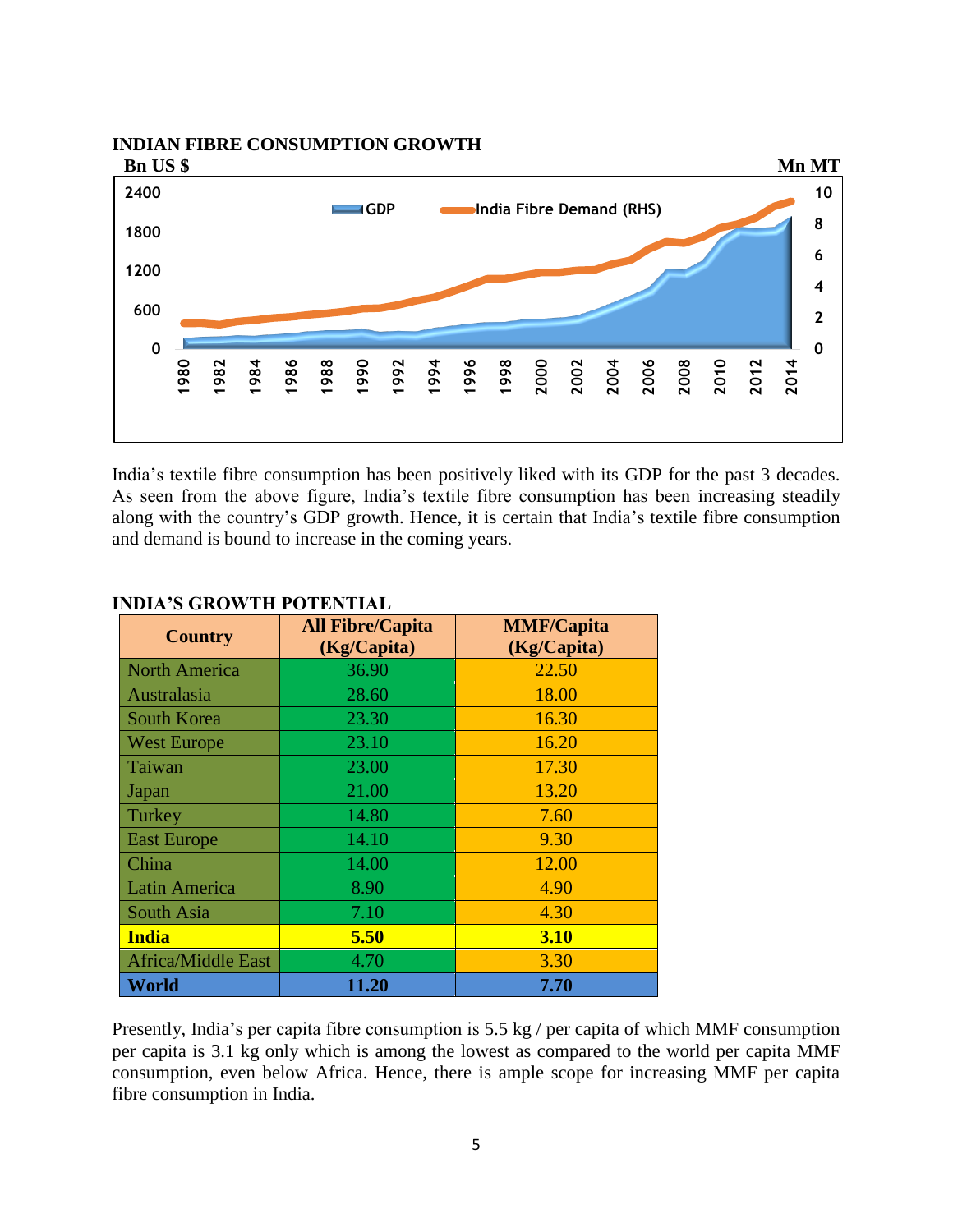## INDIAN FIBRE CONSUMPTION GROWTH

India's textile fibre consumption has been positively liked with its GDP for the past 3 decades. As seen from the above figure, India's textile fibre consumption has been increasing steadily along with the country's GDP growth. Hence, it is certain that India's textile fibre consumption and demand is bound to increase in the coming years.

## INDIA'S GROWTH POTENTIAL

| Country | All Fibre/Capita (Kg/Capita) | MMF/Capita (Kg/Capita) |
|---|---|---|
| North America | 36.90 | 22.50 |
| Australasia | 28.60 | 18.00 |
| South Korea | 23.30 | 16.30 |
| West Europe | 23.10 | 16.20 |
| Taiwan | 23.00 | 17.30 |
| Japan | 21.00 | 13.20 |
| Turkey | 14.80 | 7.60 |
| East Europe | 14.10 | 9.30 |
| China | 14.00 | 12.00 |
| Latin America | 8.90 | 4.90 |
| South Asia | 7.10 | 4.30 |
| **India** | **5.50** | **3.10** |
| Africa/Middle East | 4.70 | 3.30 |
| **World** | **11.20** | **7.70** |

Presently, India's per capita fibre consumption is 5.5 kg / per capita of which MMF consumption per capita is 3.1 kg only which is among the lowest as compared to the world per capita MMF consumption, even below Africa. Hence, there is ample scope for increasing MMF per capita fibre consumption in India.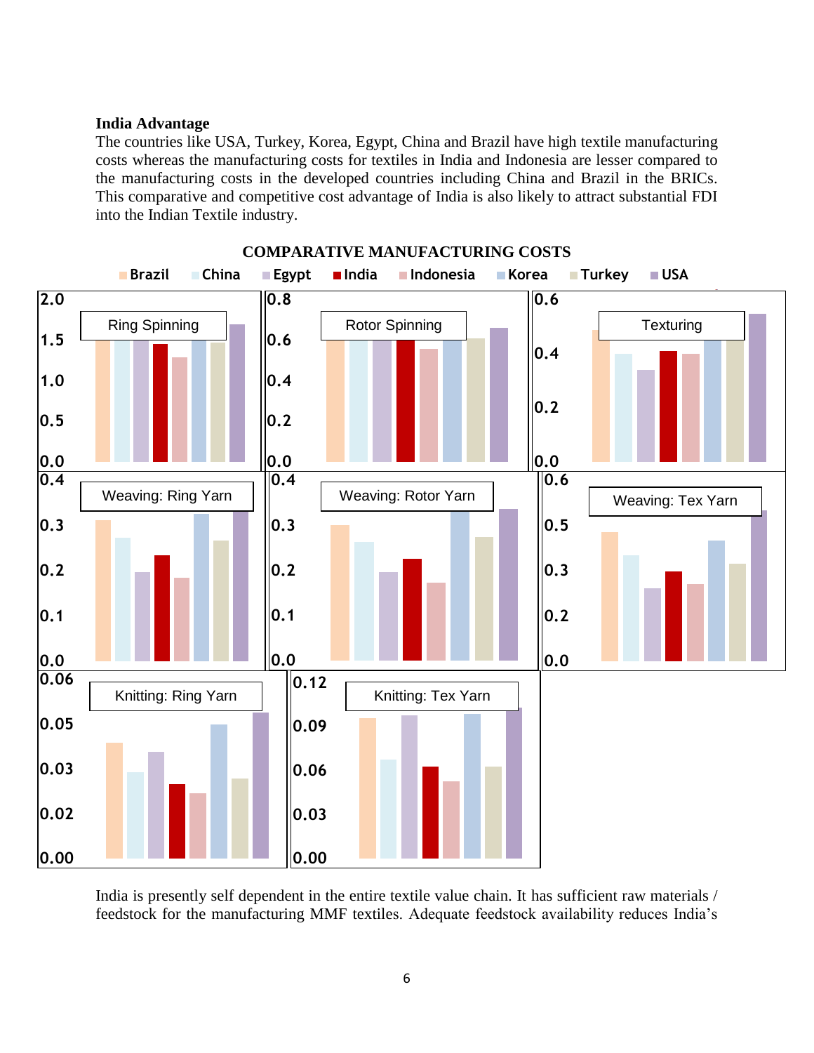**India Advantage**

The countries like USA, Turkey, Korea, Egypt, China and Brazil have high textile manufacturing costs whereas the manufacturing costs for textiles in India and Indonesia are lesser compared to the manufacturing costs in the developed countries including China and Brazil in the BRICs. This comparative and competitive cost advantage of India is also likely to attract substantial FDI into the Indian Textile industry.

**COMPARATIVE MANUFACTURING COSTS**

Brazil | China | Egypt | India | Indonesia | Korea | Turkey | USA

Ring Spinning | Rotor Spinning | Texturing

Weaving: Ring Yarn | Weaving: Rotor Yarn | Weaving: Tex Yarn

Knitting: Ring Yarn | Knitting: Tex Yarn

India is presently self dependent in the entire textile value chain. It has sufficient raw materials / feedstock for the manufacturing MMF textiles. Adequate feedstock availability reduces India's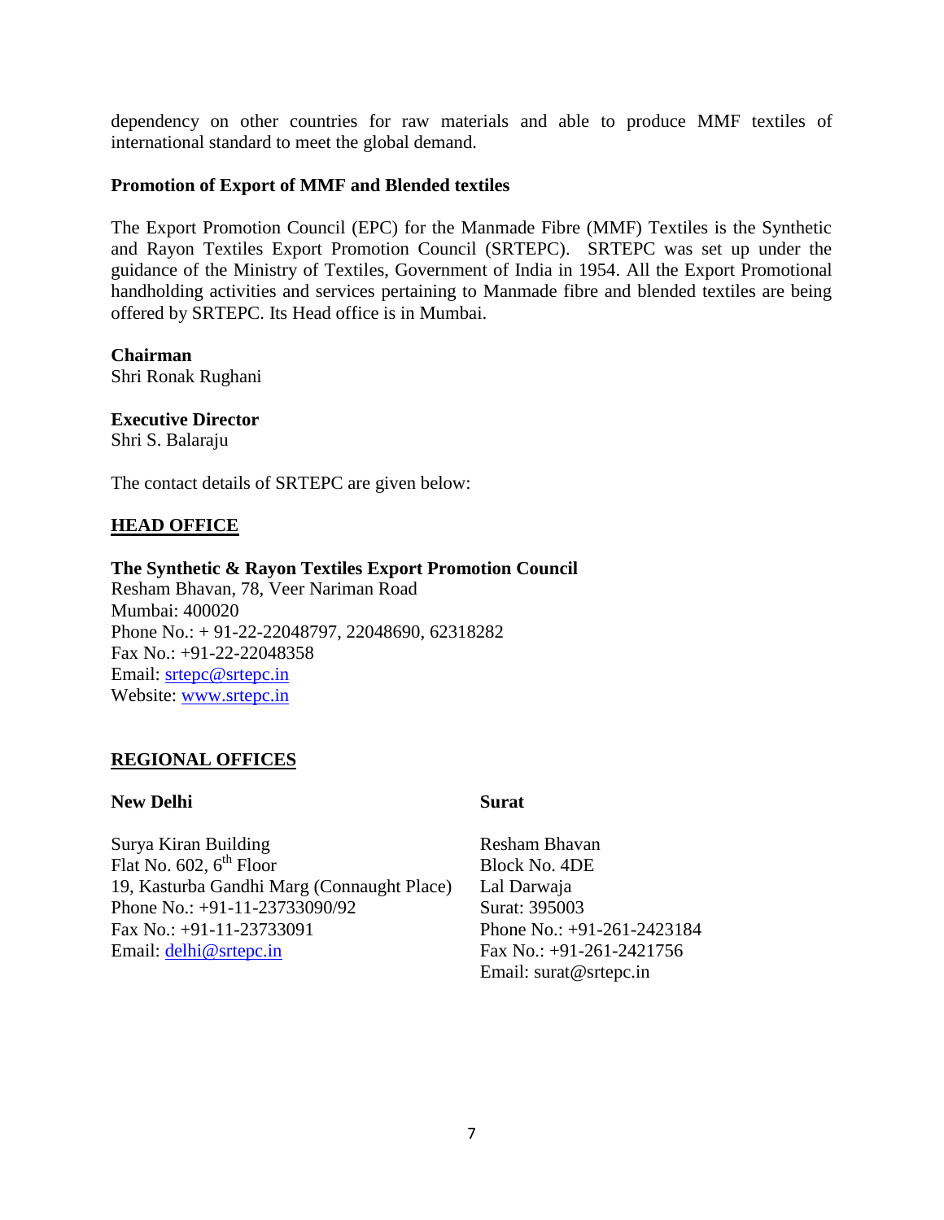dependency on other countries for raw materials and able to produce MMF textiles of international standard to meet the global demand.

**Promotion of Export of MMF and Blended textiles**

The Export Promotion Council (EPC) for the Manmade Fibre (MMF) Textiles is the Synthetic and Rayon Textiles Export Promotion Council (SRTEPC). SRTEPC was set up under the guidance of the Ministry of Textiles, Government of India in 1954. All the Export Promotional handholding activities and services pertaining to Manmade fibre and blended textiles are being offered by SRTEPC. Its Head office is in Mumbai.

**Chairman**
Shri Ronak Rughani

**Executive Director**
Shri S. Balaraju

The contact details of SRTEPC are given below:

## HEAD OFFICE

**The Synthetic & Rayon Textiles Export Promotion Council**
Resham Bhavan, 78, Veer Nariman Road
Mumbai: 400020
Phone No.: + 91-22-22048797, 22048690, 62318282
Fax No.: +91-22-22048358
Email: srtepc@srtepc.in
Website: www.srtepc.in

## REGIONAL OFFICES

**New Delhi**

Surya Kiran Building
Flat No. 602, 6th Floor
19, Kasturba Gandhi Marg (Connaught Place)
Phone No.: +91-11-23733090/92
Fax No.: +91-11-23733091
Email: delhi@srtepc.in

**Surat**

Resham Bhavan
Block No. 4DE
Lal Darwaja
Surat: 395003
Phone No.: +91-261-2423184
Fax No.: +91-261-2421756
Email: surat@srtepc.in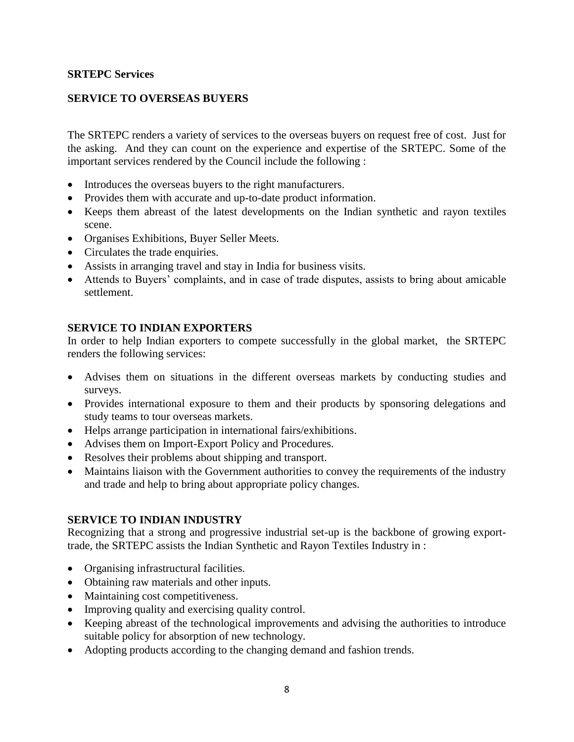**SRTEPC Services**

## SERVICE TO OVERSEAS BUYERS

The SRTEPC renders a variety of services to the overseas buyers on request free of cost. Just for the asking. And they can count on the experience and expertise of the SRTEPC. Some of the important services rendered by the Council include the following :

- Introduces the overseas buyers to the right manufacturers.
- Provides them with accurate and up-to-date product information.
- Keeps them abreast of the latest developments on the Indian synthetic and rayon textiles scene.
- Organises Exhibitions, Buyer Seller Meets.
- Circulates the trade enquiries.
- Assists in arranging travel and stay in India for business visits.
- Attends to Buyers' complaints, and in case of trade disputes, assists to bring about amicable settlement.

## SERVICE TO INDIAN EXPORTERS

In order to help Indian exporters to compete successfully in the global market, the SRTEPC renders the following services:

- Advises them on situations in the different overseas markets by conducting studies and surveys.
- Provides international exposure to them and their products by sponsoring delegations and study teams to tour overseas markets.
- Helps arrange participation in international fairs/exhibitions.
- Advises them on Import-Export Policy and Procedures.
- Resolves their problems about shipping and transport.
- Maintains liaison with the Government authorities to convey the requirements of the industry and trade and help to bring about appropriate policy changes.

## SERVICE TO INDIAN INDUSTRY

Recognizing that a strong and progressive industrial set-up is the backbone of growing export-trade, the SRTEPC assists the Indian Synthetic and Rayon Textiles Industry in :

- Organising infrastructural facilities.
- Obtaining raw materials and other inputs.
- Maintaining cost competitiveness.
- Improving quality and exercising quality control.
- Keeping abreast of the technological improvements and advising the authorities to introduce suitable policy for absorption of new technology.
- Adopting products according to the changing demand and fashion trends.